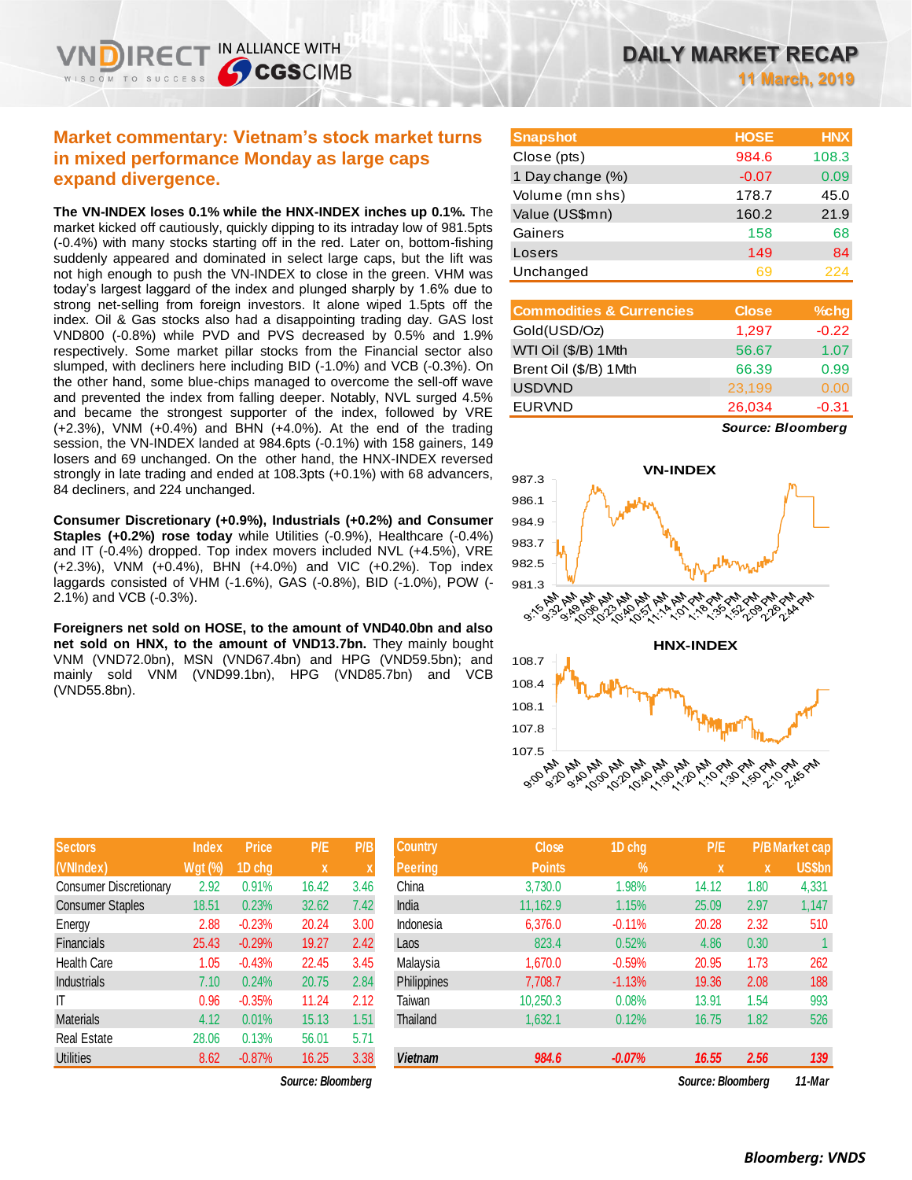# DAILY MARKET RECAP

**11 March, 2019**

## Market commentary: Vietnam's stock market turns in mixed performance Monday as large caps expand divergence.

**The VN-INDEX loses 0.1% while the HNX-INDEX inches up 0.1%.** The market kicked off cautiously, quickly dipping to its intraday low of 981.5pts (-0.4%) with many stocks starting off in the red. Later on, bottom-fishing suddenly appeared and dominated in select large caps, but the lift was not high enough to push the VN-INDEX to close in the green. VHM was today's largest laggard of the index and plunged sharply by 1.6% due to strong net-selling from foreign investors. It alone wiped 1.5pts off the index. Oil & Gas stocks also had a disappointing trading day. GAS lost VND800 (-0.8%) while PVD and PVS decreased by 0.5% and 1.9% respectively. Some market pillar stocks from the Financial sector also slumped, with decliners here including BID (-1.0%) and VCB (-0.3%). On the other hand, some blue-chips managed to overcome the sell-off wave and prevented the index from falling deeper. Notably, NVL surged 4.5% and became the strongest supporter of the index, followed by VRE (+2.3%), VNM (+0.4%) and BHN (+4.0%). At the end of the trading session, the VN-INDEX landed at 984.6pts (-0.1%) with 158 gainers, 149 losers and 69 unchanged. On the other hand, the HNX-INDEX reversed strongly in late trading and ended at 108.3pts (+0.1%) with 68 advancers, 84 decliners, and 224 unchanged.

**Consumer Discretionary (+0.9%), Industrials (+0.2%) and Consumer Staples (+0.2%) rose today** while Utilities (-0.9%), Healthcare (-0.4%) and IT (-0.4%) dropped. Top index movers included NVL (+4.5%), VRE (+2.3%), VNM (+0.4%), BHN (+4.0%) and VIC (+0.2%). Top index laggards consisted of VHM (-1.6%), GAS (-0.8%), BID (-1.0%), POW (-2.1%) and VCB (-0.3%).

**Foreigners net sold on HOSE, to the amount of VND40.0bn and also net sold on HNX, to the amount of VND13.7bn.** They mainly bought VNM (VND72.0bn), MSN (VND67.4bn) and HPG (VND59.5bn); and mainly sold VNM (VND99.1bn), HPG (VND85.7bn) and VCB (VND55.8bn).

| Snapshot | HOSE | HNX |
|---|---|---|
| Close (pts) | 984.6 | 108.3 |
| 1 Day change (%) | -0.07 | 0.09 |
| Volume (mn shs) | 178.7 | 45.0 |
| Value (US$mn) | 160.2 | 21.9 |
| Gainers | 158 | 68 |
| Losers | 149 | 84 |
| Unchanged | 69 | 224 |

| Commodities & Currencies | Close | %chg |
|---|---|---|
| Gold(USD/Oz) | 1,297 | -0.22 |
| WTI Oil ($/B) 1Mth | 56.67 | 1.07 |
| Brent Oil ($/B) 1Mth | 66.39 | 0.99 |
| USDVND | 23,199 | 0.00 |
| EURVND | 26,034 | -0.31 |

*Source: Bloomberg*

| Sectors (VNIndex) | Index Wgt (%) | Price 1D chg | P/E x | P/B x |
|---|---|---|---|---|
| Consumer Discretionary | 2.92 | 0.91% | 16.42 | 3.46 |
| Consumer Staples | 18.51 | 0.23% | 32.62 | 7.42 |
| Energy | 2.88 | -0.23% | 20.24 | 3.00 |
| Financials | 25.43 | -0.29% | 19.27 | 2.42 |
| Health Care | 1.05 | -0.43% | 22.45 | 3.45 |
| Industrials | 7.10 | 0.24% | 20.75 | 2.84 |
| IT | 0.96 | -0.35% | 11.24 | 2.12 |
| Materials | 4.12 | 0.01% | 15.13 | 1.51 |
| Real Estate | 28.06 | 0.13% | 56.01 | 5.71 |
| Utilities | 8.62 | -0.87% | 16.25 | 3.38 |

*Source: Bloomberg*

| Country Peering | Close Points | 1D chg % | P/E x | P/B x | Market cap US$bn |
|---|---|---|---|---|---|
| China | 3,730.0 | 1.98% | 14.12 | 1.80 | 4,331 |
| India | 11,162.9 | 1.15% | 25.09 | 2.97 | 1,147 |
| Indonesia | 6,376.0 | -0.11% | 20.28 | 2.32 | 510 |
| Laos | 823.4 | 0.52% | 4.86 | 0.30 | 1 |
| Malaysia | 1,670.0 | -0.59% | 20.95 | 1.73 | 262 |
| Philippines | 7,708.7 | -1.13% | 19.36 | 2.08 | 188 |
| Taiwan | 10,250.3 | 0.08% | 13.91 | 1.54 | 993 |
| Thailand | 1,632.1 | 0.12% | 16.75 | 1.82 | 526 |
| ***Vietnam*** | ***984.6*** | ***-0.07%*** | ***16.55*** | ***2.56*** | ***139*** |

*Source: Bloomberg* *11-Mar*

***Bloomberg: VNDS***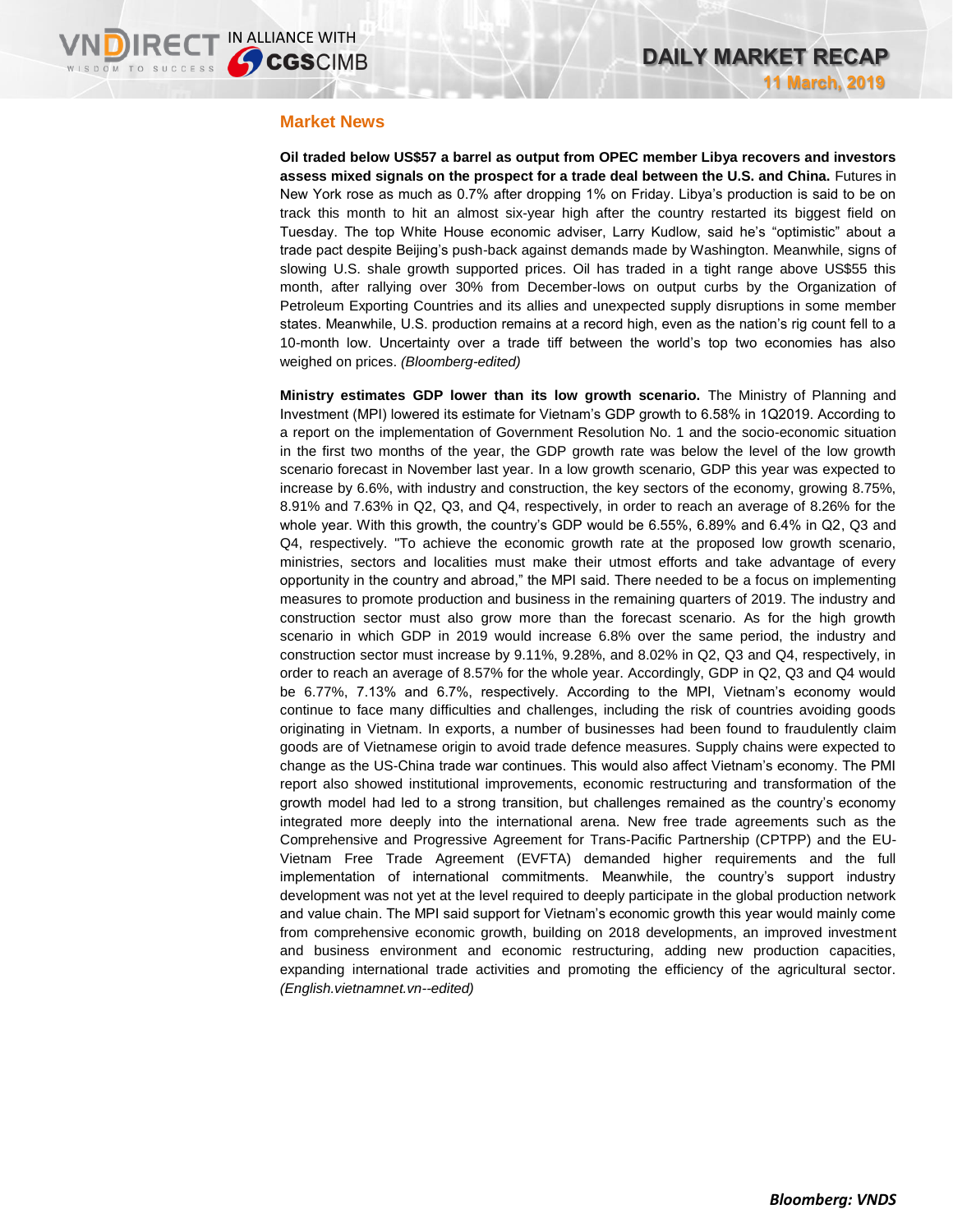## Market News

**Oil traded below US$57 a barrel as output from OPEC member Libya recovers and investors assess mixed signals on the prospect for a trade deal between the U.S. and China.** Futures in New York rose as much as 0.7% after dropping 1% on Friday. Libya's production is said to be on track this month to hit an almost six-year high after the country restarted its biggest field on Tuesday. The top White House economic adviser, Larry Kudlow, said he's "optimistic" about a trade pact despite Beijing's push-back against demands made by Washington. Meanwhile, signs of slowing U.S. shale growth supported prices. Oil has traded in a tight range above US$55 this month, after rallying over 30% from December-lows on output curbs by the Organization of Petroleum Exporting Countries and its allies and unexpected supply disruptions in some member states. Meanwhile, U.S. production remains at a record high, even as the nation's rig count fell to a 10-month low. Uncertainty over a trade tiff between the world's top two economies has also weighed on prices. *(Bloomberg-edited)*

**Ministry estimates GDP lower than its low growth scenario.** The Ministry of Planning and Investment (MPI) lowered its estimate for Vietnam's GDP growth to 6.58% in 1Q2019. According to a report on the implementation of Government Resolution No. 1 and the socio-economic situation in the first two months of the year, the GDP growth rate was below the level of the low growth scenario forecast in November last year. In a low growth scenario, GDP this year was expected to increase by 6.6%, with industry and construction, the key sectors of the economy, growing 8.75%, 8.91% and 7.63% in Q2, Q3, and Q4, respectively, in order to reach an average of 8.26% for the whole year. With this growth, the country's GDP would be 6.55%, 6.89% and 6.4% in Q2, Q3 and Q4, respectively. "To achieve the economic growth rate at the proposed low growth scenario, ministries, sectors and localities must make their utmost efforts and take advantage of every opportunity in the country and abroad," the MPI said. There needed to be a focus on implementing measures to promote production and business in the remaining quarters of 2019. The industry and construction sector must also grow more than the forecast scenario. As for the high growth scenario in which GDP in 2019 would increase 6.8% over the same period, the industry and construction sector must increase by 9.11%, 9.28%, and 8.02% in Q2, Q3 and Q4, respectively, in order to reach an average of 8.57% for the whole year. Accordingly, GDP in Q2, Q3 and Q4 would be 6.77%, 7.13% and 6.7%, respectively. According to the MPI, Vietnam's economy would continue to face many difficulties and challenges, including the risk of countries avoiding goods originating in Vietnam. In exports, a number of businesses had been found to fraudulently claim goods are of Vietnamese origin to avoid trade defence measures. Supply chains were expected to change as the US-China trade war continues. This would also affect Vietnam's economy. The PMI report also showed institutional improvements, economic restructuring and transformation of the growth model had led to a strong transition, but challenges remained as the country's economy integrated more deeply into the international arena. New free trade agreements such as the Comprehensive and Progressive Agreement for Trans-Pacific Partnership (CPTPP) and the EU-Vietnam Free Trade Agreement (EVFTA) demanded higher requirements and the full implementation of international commitments. Meanwhile, the country's support industry development was not yet at the level required to deeply participate in the global production network and value chain. The MPI said support for Vietnam's economic growth this year would mainly come from comprehensive economic growth, building on 2018 developments, an improved investment and business environment and economic restructuring, adding new production capacities, expanding international trade activities and promoting the efficiency of the agricultural sector. *(English.vietnamnet.vn--edited)*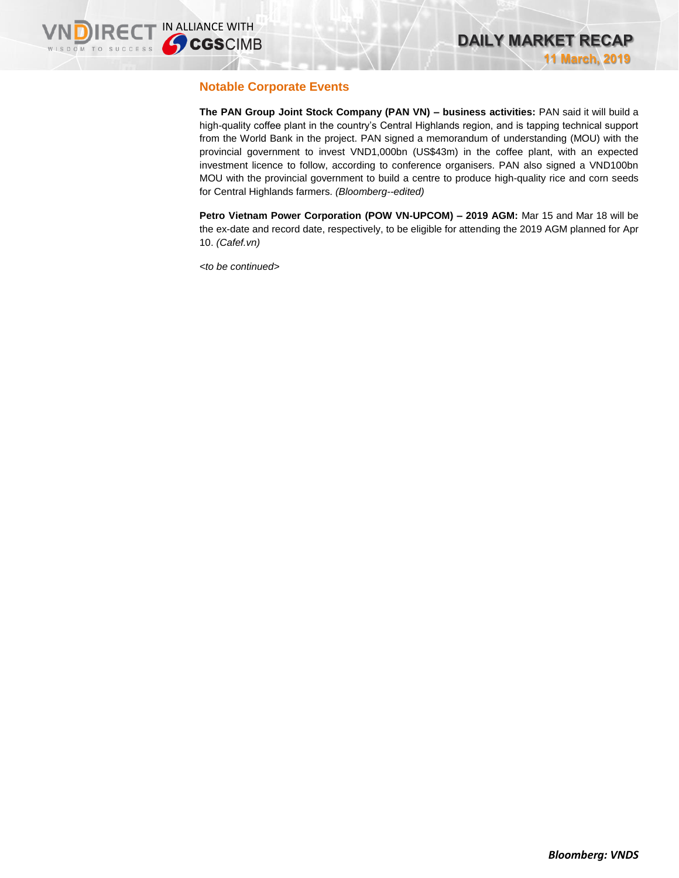## Notable Corporate Events

**The PAN Group Joint Stock Company (PAN VN) – business activities:** PAN said it will build a high-quality coffee plant in the country's Central Highlands region, and is tapping technical support from the World Bank in the project. PAN signed a memorandum of understanding (MOU) with the provincial government to invest VND1,000bn (US$43m) in the coffee plant, with an expected investment licence to follow, according to conference organisers. PAN also signed a VND100bn MOU with the provincial government to build a centre to produce high-quality rice and corn seeds for Central Highlands farmers. *(Bloomberg--edited)*

**Petro Vietnam Power Corporation (POW VN-UPCOM) – 2019 AGM:** Mar 15 and Mar 18 will be the ex-date and record date, respectively, to be eligible for attending the 2019 AGM planned for Apr 10. *(Cafef.vn)*

*<to be continued>*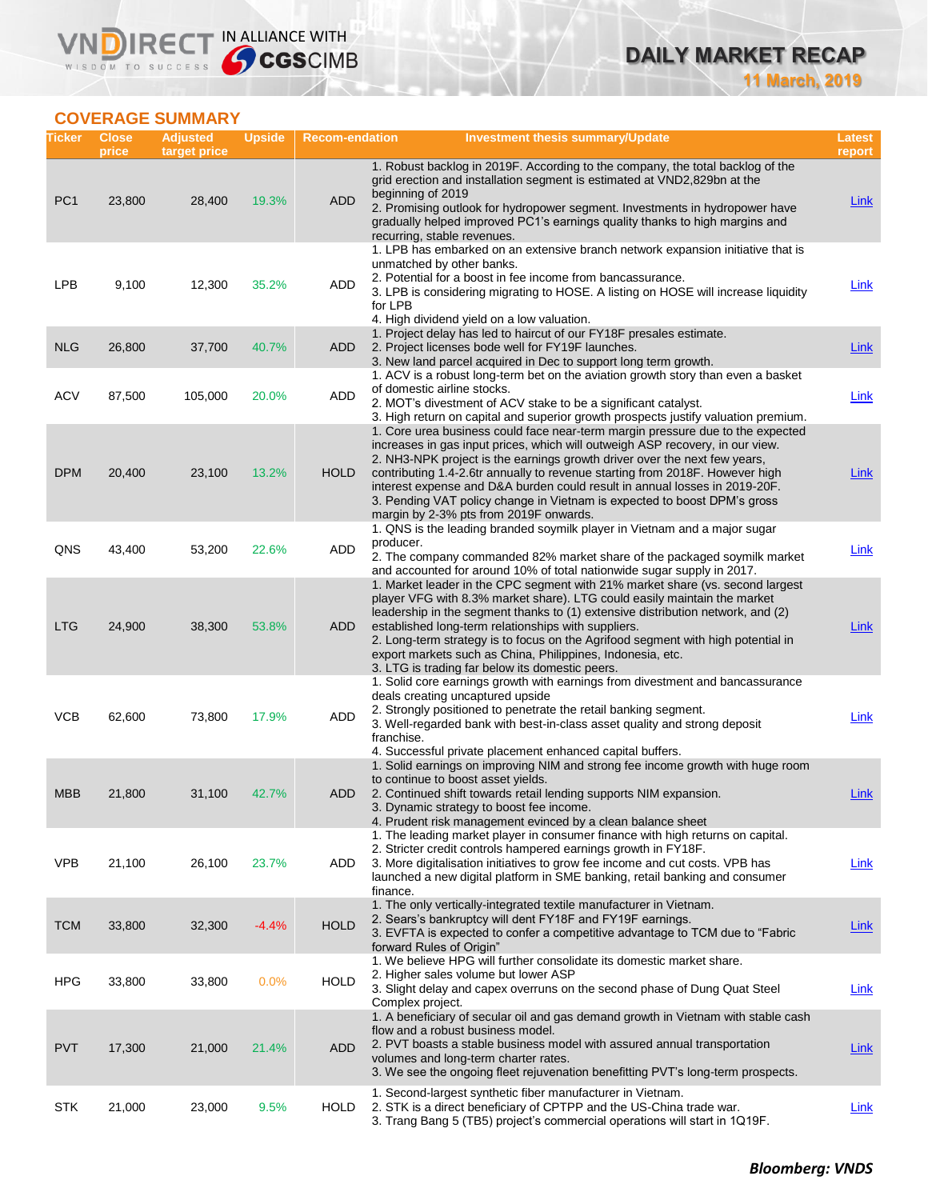## COVERAGE SUMMARY

| Ticker | Close price | Adjusted target price | Upside | Recom-endation | Investment thesis summary/Update | Latest report |
|---|---|---|---|---|---|---|
| PC1 | 23,800 | 28,400 | 19.3% | ADD | 1. Robust backlog in 2019F. According to the company, the total backlog of the grid erection and installation segment is estimated at VND2,829bn at the beginning of 2019<br>2. Promising outlook for hydropower segment. Investments in hydropower have gradually helped improved PC1's earnings quality thanks to high margins and recurring, stable revenues. | Link |
| LPB | 9,100 | 12,300 | 35.2% | ADD | 1. LPB has embarked on an extensive branch network expansion initiative that is unmatched by other banks.<br>2. Potential for a boost in fee income from bancassurance.<br>3. LPB is considering migrating to HOSE. A listing on HOSE will increase liquidity for LPB<br>4. High dividend yield on a low valuation. | Link |
| NLG | 26,800 | 37,700 | 40.7% | ADD | 1. Project delay has led to haircut of our FY18F presales estimate.<br>2. Project licenses bode well for FY19F launches.<br>3. New land parcel acquired in Dec to support long term growth. | Link |
| ACV | 87,500 | 105,000 | 20.0% | ADD | 1. ACV is a robust long-term bet on the aviation growth story than even a basket of domestic airline stocks.<br>2. MOT's divestment of ACV stake to be a significant catalyst.<br>3. High return on capital and superior growth prospects justify valuation premium. | Link |
| DPM | 20,400 | 23,100 | 13.2% | HOLD | 1. Core urea business could face near-term margin pressure due to the expected increases in gas input prices, which will outweigh ASP recovery, in our view.<br>2. NH3-NPK project is the earnings growth driver over the next few years, contributing 1.4-2.6tr annually to revenue starting from 2018F. However high interest expense and D&A burden could result in annual losses in 2019-20F.<br>3. Pending VAT policy change in Vietnam is expected to boost DPM's gross margin by 2-3% pts from 2019F onwards. | Link |
| QNS | 43,400 | 53,200 | 22.6% | ADD | 1. QNS is the leading branded soymilk player in Vietnam and a major sugar producer.<br>2. The company commanded 82% market share of the packaged soymilk market and accounted for around 10% of total nationwide sugar supply in 2017. | Link |
| LTG | 24,900 | 38,300 | 53.8% | ADD | 1. Market leader in the CPC segment with 21% market share (vs. second largest player VFG with 8.3% market share). LTG could easily maintain the market leadership in the segment thanks to (1) extensive distribution network, and (2) established long-term relationships with suppliers.<br>2. Long-term strategy is to focus on the Agrifood segment with high potential in export markets such as China, Philippines, Indonesia, etc.<br>3. LTG is trading far below its domestic peers. | Link |
| VCB | 62,600 | 73,800 | 17.9% | ADD | 1. Solid core earnings growth with earnings from divestment and bancassurance deals creating uncaptured upside<br>2. Strongly positioned to penetrate the retail banking segment.<br>3. Well-regarded bank with best-in-class asset quality and strong deposit franchise.<br>4. Successful private placement enhanced capital buffers. | Link |
| MBB | 21,800 | 31,100 | 42.7% | ADD | 1. Solid earnings on improving NIM and strong fee income growth with huge room to continue to boost asset yields.<br>2. Continued shift towards retail lending supports NIM expansion.<br>3. Dynamic strategy to boost fee income.<br>4. Prudent risk management evinced by a clean balance sheet | Link |
| VPB | 21,100 | 26,100 | 23.7% | ADD | 1. The leading market player in consumer finance with high returns on capital.<br>2. Stricter credit controls hampered earnings growth in FY18F.<br>3. More digitalisation initiatives to grow fee income and cut costs. VPB has launched a new digital platform in SME banking, retail banking and consumer finance. | Link |
| TCM | 33,800 | 32,300 | -4.4% | HOLD | 1. The only vertically-integrated textile manufacturer in Vietnam.<br>2. Sears's bankruptcy will dent FY18F and FY19F earnings.<br>3. EVFTA is expected to confer a competitive advantage to TCM due to "Fabric forward Rules of Origin" | Link |
| HPG | 33,800 | 33,800 | 0.0% | HOLD | 1. We believe HPG will further consolidate its domestic market share.<br>2. Higher sales volume but lower ASP<br>3. Slight delay and capex overruns on the second phase of Dung Quat Steel Complex project. | Link |
| PVT | 17,300 | 21,000 | 21.4% | ADD | 1. A beneficiary of secular oil and gas demand growth in Vietnam with stable cash flow and a robust business model.<br>2. PVT boasts a stable business model with assured annual transportation volumes and long-term charter rates.<br>3. We see the ongoing fleet rejuvenation benefitting PVT's long-term prospects. | Link |
| STK | 21,000 | 23,000 | 9.5% | HOLD | 1. Second-largest synthetic fiber manufacturer in Vietnam.<br>2. STK is a direct beneficiary of CPTPP and the US-China trade war.<br>3. Trang Bang 5 (TB5) project's commercial operations will start in 1Q19F. | Link |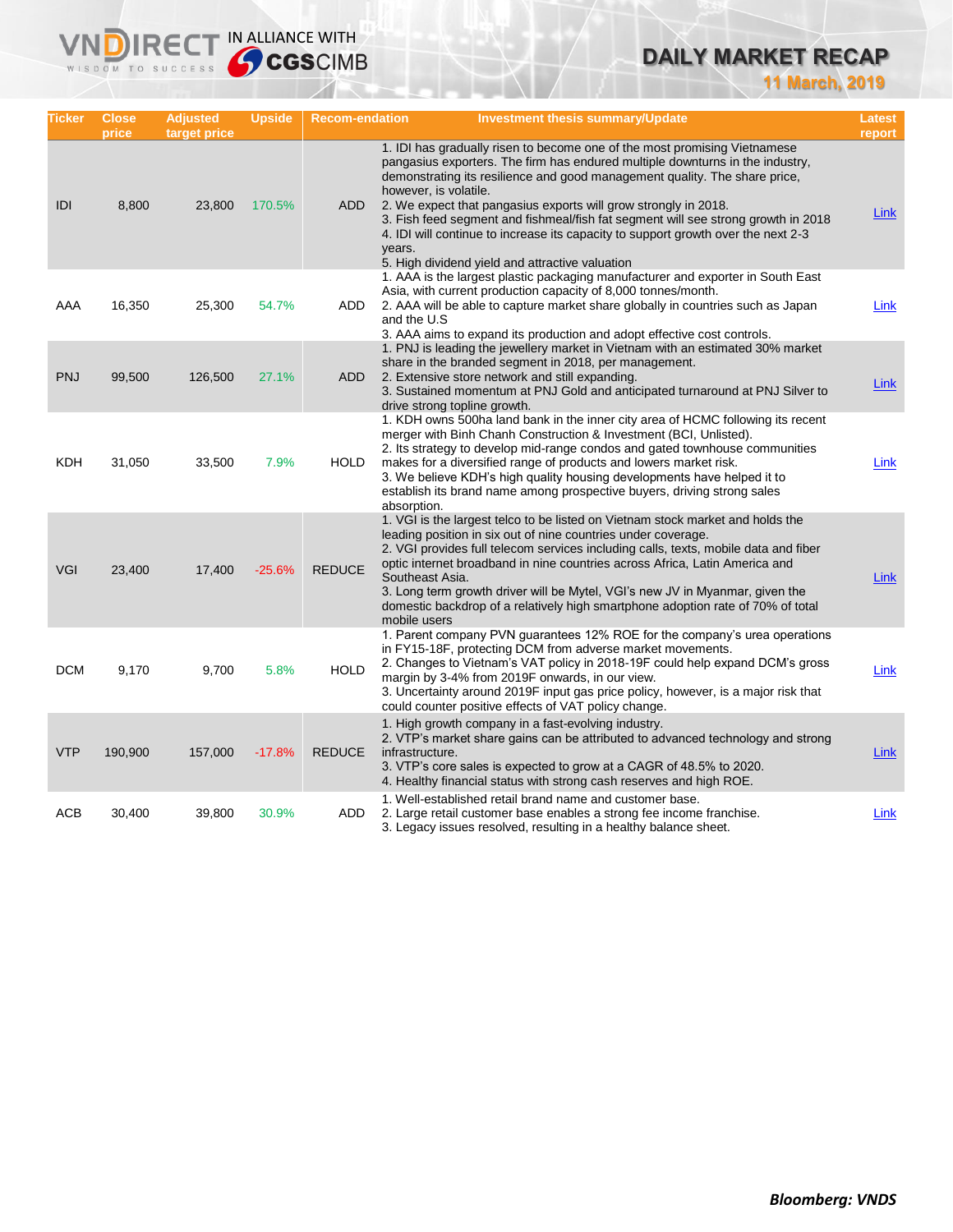# DAILY MARKET RECAP

**11 March, 2019**

| Ticker | Close price | Adjusted target price | Upside | Recom-endation | Investment thesis summary/Update | Latest report |
|---|---|---|---|---|---|---|
| IDI | 8,800 | 23,800 | 170.5% | ADD | 1. IDI has gradually risen to become one of the most promising Vietnamese pangasius exporters. The firm has endured multiple downturns in the industry, demonstrating its resilience and good management quality. The share price, however, is volatile.<br>2. We expect that pangasius exports will grow strongly in 2018.<br>3. Fish feed segment and fishmeal/fish fat segment will see strong growth in 2018<br>4. IDI will continue to increase its capacity to support growth over the next 2-3 years.<br>5. High dividend yield and attractive valuation | Link |
| AAA | 16,350 | 25,300 | 54.7% | ADD | 1. AAA is the largest plastic packaging manufacturer and exporter in South East Asia, with current production capacity of 8,000 tonnes/month.<br>2. AAA will be able to capture market share globally in countries such as Japan and the U.S<br>3. AAA aims to expand its production and adopt effective cost controls. | Link |
| PNJ | 99,500 | 126,500 | 27.1% | ADD | 1. PNJ is leading the jewellery market in Vietnam with an estimated 30% market share in the branded segment in 2018, per management.<br>2. Extensive store network and still expanding.<br>3. Sustained momentum at PNJ Gold and anticipated turnaround at PNJ Silver to drive strong topline growth. | Link |
| KDH | 31,050 | 33,500 | 7.9% | HOLD | 1. KDH owns 500ha land bank in the inner city area of HCMC following its recent merger with Binh Chanh Construction & Investment (BCI, Unlisted).<br>2. Its strategy to develop mid-range condos and gated townhouse communities makes for a diversified range of products and lowers market risk.<br>3. We believe KDH's high quality housing developments have helped it to establish its brand name among prospective buyers, driving strong sales absorption. | Link |
| VGI | 23,400 | 17,400 | -25.6% | REDUCE | 1. VGI is the largest telco to be listed on Vietnam stock market and holds the leading position in six out of nine countries under coverage.<br>2. VGI provides full telecom services including calls, texts, mobile data and fiber optic internet broadband in nine countries across Africa, Latin America and Southeast Asia.<br>3. Long term growth driver will be Mytel, VGI's new JV in Myanmar, given the domestic backdrop of a relatively high smartphone adoption rate of 70% of total mobile users | Link |
| DCM | 9,170 | 9,700 | 5.8% | HOLD | 1. Parent company PVN guarantees 12% ROE for the company's urea operations in FY15-18F, protecting DCM from adverse market movements.<br>2. Changes to Vietnam's VAT policy in 2018-19F could help expand DCM's gross margin by 3-4% from 2019F onwards, in our view.<br>3. Uncertainty around 2019F input gas price policy, however, is a major risk that could counter positive effects of VAT policy change. | Link |
| VTP | 190,900 | 157,000 | -17.8% | REDUCE | 1. High growth company in a fast-evolving industry.<br>2. VTP's market share gains can be attributed to advanced technology and strong infrastructure.<br>3. VTP's core sales is expected to grow at a CAGR of 48.5% to 2020.<br>4. Healthy financial status with strong cash reserves and high ROE. | Link |
| ACB | 30,400 | 39,800 | 30.9% | ADD | 1. Well-established retail brand name and customer base.<br>2. Large retail customer base enables a strong fee income franchise.<br>3. Legacy issues resolved, resulting in a healthy balance sheet. | Link |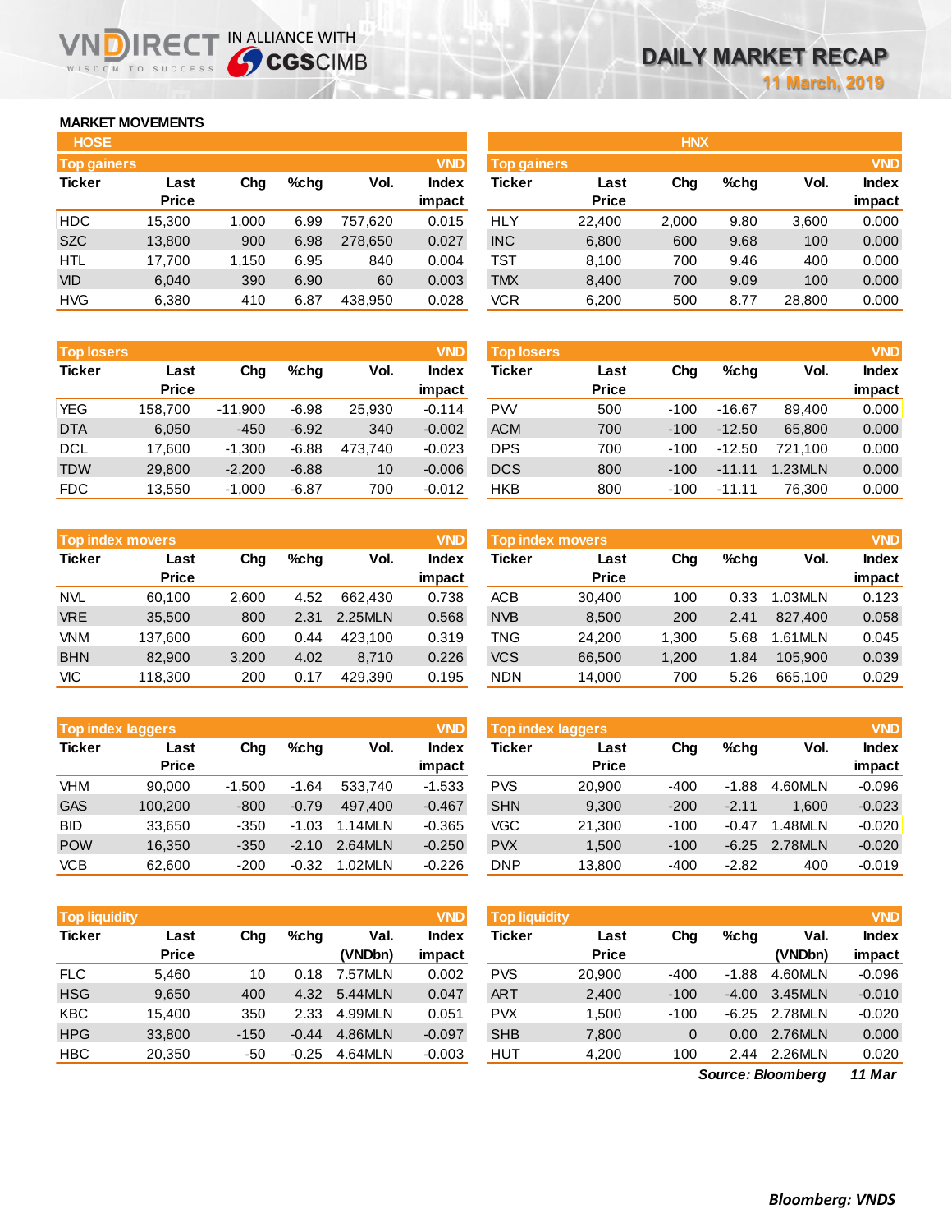# DAILY MARKET RECAP

11 March, 2019

## MARKET MOVEMENTS

### HOSE

**Top gainers** (VND)

| Ticker | Last Price | Chg | %chg | Vol. | Index impact |
|---|---|---|---|---|---|
| HDC | 15,300 | 1,000 | 6.99 | 757,620 | 0.015 |
| SZC | 13,800 | 900 | 6.98 | 278,650 | 0.027 |
| HTL | 17,700 | 1,150 | 6.95 | 840 | 0.004 |
| VID | 6,040 | 390 | 6.90 | 60 | 0.003 |
| HVG | 6,380 | 410 | 6.87 | 438,950 | 0.028 |

**Top losers** (VND)

| Ticker | Last Price | Chg | %chg | Vol. | Index impact |
|---|---|---|---|---|---|
| YEG | 158,700 | -11,900 | -6.98 | 25,930 | -0.114 |
| DTA | 6,050 | -450 | -6.92 | 340 | -0.002 |
| DCL | 17,600 | -1,300 | -6.88 | 473,740 | -0.023 |
| TDW | 29,800 | -2,200 | -6.88 | 10 | -0.006 |
| FDC | 13,550 | -1,000 | -6.87 | 700 | -0.012 |

**Top index movers** (VND)

| Ticker | Last Price | Chg | %chg | Vol. | Index impact |
|---|---|---|---|---|---|
| NVL | 60,100 | 2,600 | 4.52 | 662,430 | 0.738 |
| VRE | 35,500 | 800 | 2.31 | 2.25MLN | 0.568 |
| VNM | 137,600 | 600 | 0.44 | 423,100 | 0.319 |
| BHN | 82,900 | 3,200 | 4.02 | 8,710 | 0.226 |
| VIC | 118,300 | 200 | 0.17 | 429,390 | 0.195 |

**Top index laggers** (VND)

| Ticker | Last Price | Chg | %chg | Vol. | Index impact |
|---|---|---|---|---|---|
| VHM | 90,000 | -1,500 | -1.64 | 533,740 | -1.533 |
| GAS | 100,200 | -800 | -0.79 | 497,400 | -0.467 |
| BID | 33,650 | -350 | -1.03 | 1.14MLN | -0.365 |
| POW | 16,350 | -350 | -2.10 | 2.64MLN | -0.250 |
| VCB | 62,600 | -200 | -0.32 | 1.02MLN | -0.226 |

**Top liquidity** (VND)

| Ticker | Last Price | Chg | %chg | Val. (VNDbn) | Index impact |
|---|---|---|---|---|---|
| FLC | 5,460 | 10 | 0.18 | 7.57MLN | 0.002 |
| HSG | 9,650 | 400 | 4.32 | 5.44MLN | 0.047 |
| KBC | 15,400 | 350 | 2.33 | 4.99MLN | 0.051 |
| HPG | 33,800 | -150 | -0.44 | 4.86MLN | -0.097 |
| HBC | 20,350 | -50 | -0.25 | 4.64MLN | -0.003 |

### HNX

**Top gainers** (VND)

| Ticker | Last Price | Chg | %chg | Vol. | Index impact |
|---|---|---|---|---|---|
| HLY | 22,400 | 2,000 | 9.80 | 3,600 | 0.000 |
| INC | 6,800 | 600 | 9.68 | 100 | 0.000 |
| TST | 8,100 | 700 | 9.46 | 400 | 0.000 |
| TMX | 8,400 | 700 | 9.09 | 100 | 0.000 |
| VCR | 6,200 | 500 | 8.77 | 28,800 | 0.000 |

**Top losers** (VND)

| Ticker | Last Price | Chg | %chg | Vol. | Index impact |
|---|---|---|---|---|---|
| PVV | 500 | -100 | -16.67 | 89,400 | 0.000 |
| ACM | 700 | -100 | -12.50 | 65,800 | 0.000 |
| DPS | 700 | -100 | -12.50 | 721,100 | 0.000 |
| DCS | 800 | -100 | -11.11 | 1.23MLN | 0.000 |
| HKB | 800 | -100 | -11.11 | 76,300 | 0.000 |

**Top index movers** (VND)

| Ticker | Last Price | Chg | %chg | Vol. | Index impact |
|---|---|---|---|---|---|
| ACB | 30,400 | 100 | 0.33 | 1.03MLN | 0.123 |
| NVB | 8,500 | 200 | 2.41 | 827,400 | 0.058 |
| TNG | 24,200 | 1,300 | 5.68 | 1.61MLN | 0.045 |
| VCS | 66,500 | 1,200 | 1.84 | 105,900 | 0.039 |
| NDN | 14,000 | 700 | 5.26 | 665,100 | 0.029 |

**Top index laggers** (VND)

| Ticker | Last Price | Chg | %chg | Vol. | Index impact |
|---|---|---|---|---|---|
| PVS | 20,900 | -400 | -1.88 | 4.60MLN | -0.096 |
| SHN | 9,300 | -200 | -2.11 | 1,600 | -0.023 |
| VGC | 21,300 | -100 | -0.47 | 1.48MLN | -0.020 |
| PVX | 1,500 | -100 | -6.25 | 2.78MLN | -0.020 |
| DNP | 13,800 | -400 | -2.82 | 400 | -0.019 |

**Top liquidity** (VND)

| Ticker | Last Price | Chg | %chg | Val. (VNDbn) | Index impact |
|---|---|---|---|---|---|
| PVS | 20,900 | -400 | -1.88 | 4.60MLN | -0.096 |
| ART | 2,400 | -100 | -4.00 | 3.45MLN | -0.010 |
| PVX | 1,500 | -100 | -6.25 | 2.78MLN | -0.020 |
| SHB | 7,800 | 0 | 0.00 | 2.76MLN | 0.000 |
| HUT | 4,200 | 100 | 2.44 | 2.26MLN | 0.020 |

*Source: Bloomberg* *11 Mar*

***Bloomberg: VNDS***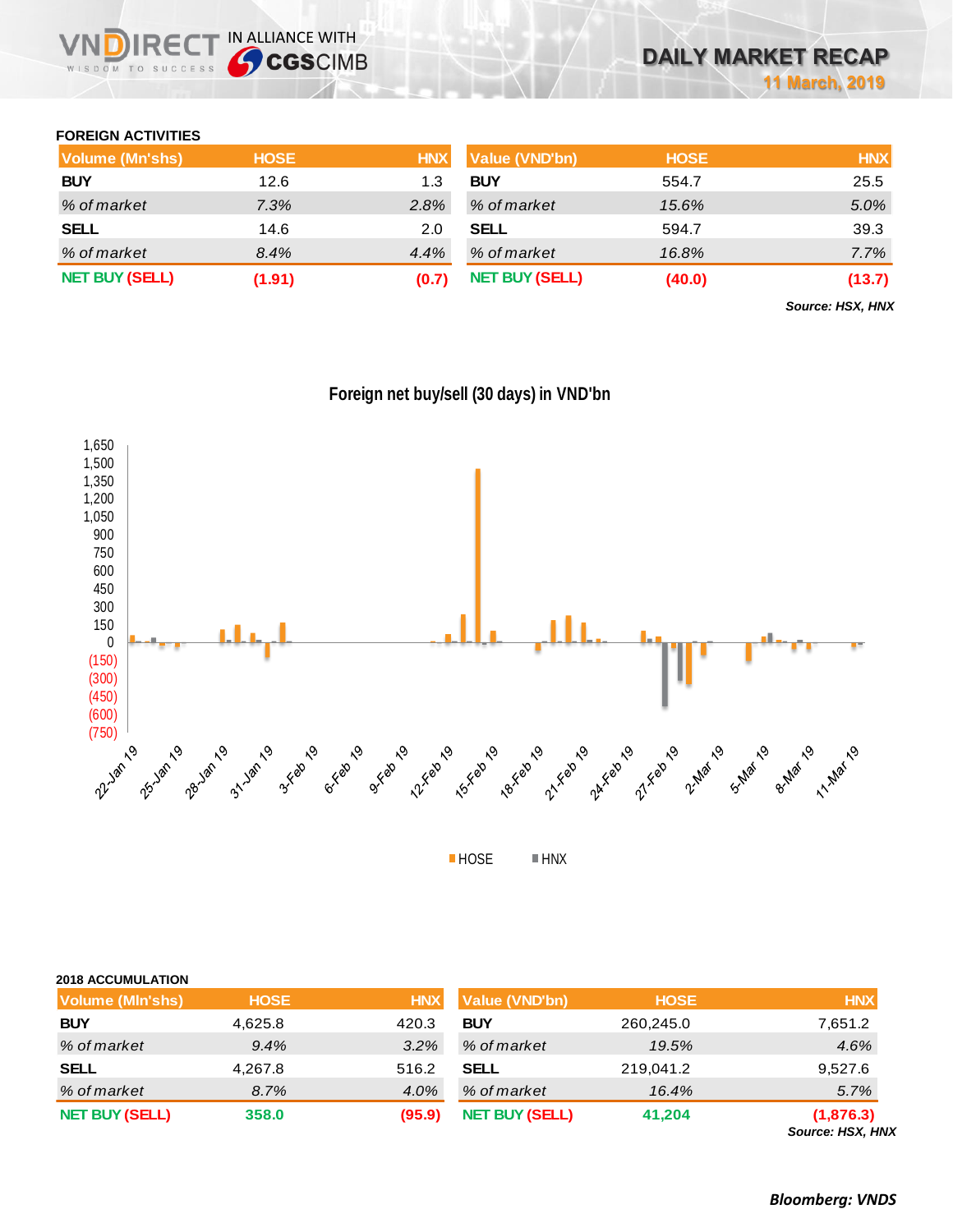## FOREIGN ACTIVITIES

| Volume (Mn'shs) | HOSE | HNX |
|---|---|---|
| **BUY** | 12.6 | 1.3 |
| *% of market* | *7.3%* | *2.8%* |
| **SELL** | 14.6 | 2.0 |
| *% of market* | *8.4%* | *4.4%* |
| **NET BUY (SELL)** | **(1.91)** | **(0.7)** |

| Value (VND'bn) | HOSE | HNX |
|---|---|---|
| **BUY** | 554.7 | 25.5 |
| *% of market* | *15.6%* | *5.0%* |
| **SELL** | 594.7 | 39.3 |
| *% of market* | *16.8%* | *7.7%* |
| **NET BUY (SELL)** | **(40.0)** | **(13.7)** |

***Source: HSX, HNX***

**Foreign net buy/sell (30 days) in VND'bn**

## 2018 ACCUMULATION

| Volume (Mln'shs) | HOSE | HNX |
|---|---|---|
| **BUY** | 4,625.8 | 420.3 |
| *% of market* | *9.4%* | *3.2%* |
| **SELL** | 4,267.8 | 516.2 |
| *% of market* | *8.7%* | *4.0%* |
| **NET BUY (SELL)** | **358.0** | **(95.9)** |

| Value (VND'bn) | HOSE | HNX |
|---|---|---|
| **BUY** | 260,245.0 | 7,651.2 |
| *% of market* | *19.5%* | *4.6%* |
| **SELL** | 219,041.2 | 9,527.6 |
| *% of market* | *16.4%* | *5.7%* |
| **NET BUY (SELL)** | **41,204** | **(1,876.3)** |

***Source: HSX, HNX***

***Bloomberg: VNDS***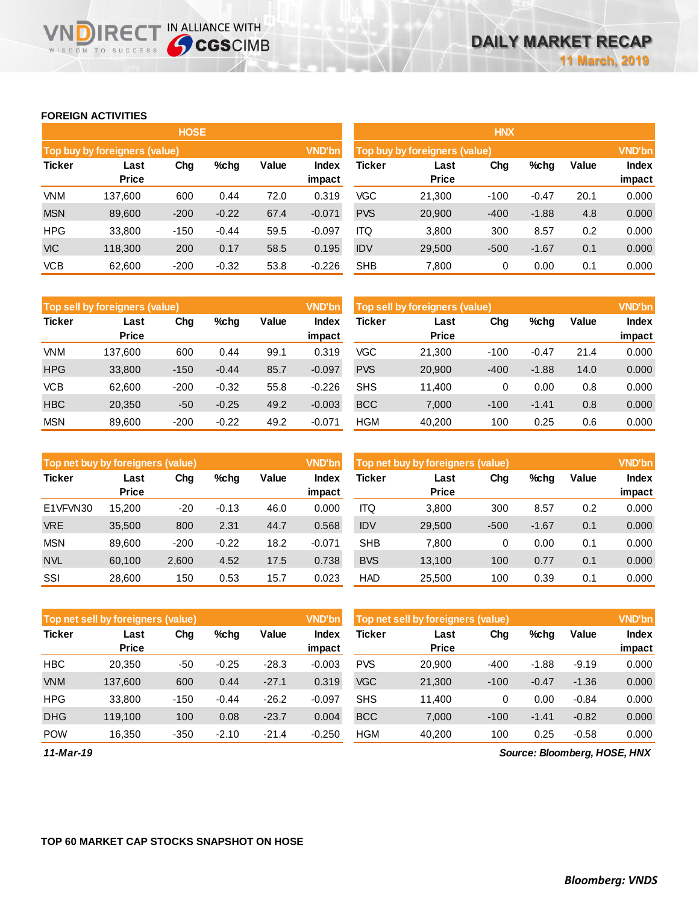# DAILY MARKET RECAP

11 March, 2019

## FOREIGN ACTIVITIES

### HOSE

| Top buy by foreigners (value) | | | | | VND'bn |
|---|---|---|---|---|---|
| Ticker | Last Price | Chg | %chg | Value | Index impact |
| VNM | 137,600 | 600 | 0.44 | 72.0 | 0.319 |
| MSN | 89,600 | -200 | -0.22 | 67.4 | -0.071 |
| HPG | 33,800 | -150 | -0.44 | 59.5 | -0.097 |
| VIC | 118,300 | 200 | 0.17 | 58.5 | 0.195 |
| VCB | 62,600 | -200 | -0.32 | 53.8 | -0.226 |

| Top sell by foreigners (value) | | | | | VND'bn |
|---|---|---|---|---|---|
| Ticker | Last Price | Chg | %chg | Value | Index impact |
| VNM | 137,600 | 600 | 0.44 | 99.1 | 0.319 |
| HPG | 33,800 | -150 | -0.44 | 85.7 | -0.097 |
| VCB | 62,600 | -200 | -0.32 | 55.8 | -0.226 |
| HBC | 20,350 | -50 | -0.25 | 49.2 | -0.003 |
| MSN | 89,600 | -200 | -0.22 | 49.2 | -0.071 |

| Top net buy by foreigners (value) | | | | | VND'bn |
|---|---|---|---|---|---|
| Ticker | Last Price | Chg | %chg | Value | Index impact |
| E1VFVN30 | 15,200 | -20 | -0.13 | 46.0 | 0.000 |
| VRE | 35,500 | 800 | 2.31 | 44.7 | 0.568 |
| MSN | 89,600 | -200 | -0.22 | 18.2 | -0.071 |
| NVL | 60,100 | 2,600 | 4.52 | 17.5 | 0.738 |
| SSI | 28,600 | 150 | 0.53 | 15.7 | 0.023 |

| Top net sell by foreigners (value) | | | | | VND'bn |
|---|---|---|---|---|---|
| Ticker | Last Price | Chg | %chg | Value | Index impact |
| HBC | 20,350 | -50 | -0.25 | -28.3 | -0.003 |
| VNM | 137,600 | 600 | 0.44 | -27.1 | 0.319 |
| HPG | 33,800 | -150 | -0.44 | -26.2 | -0.097 |
| DHG | 119,100 | 100 | 0.08 | -23.7 | 0.004 |
| POW | 16,350 | -350 | -2.10 | -21.4 | -0.250 |

### HNX

| Top buy by foreigners (value) | | | | | VND'bn |
|---|---|---|---|---|---|
| Ticker | Last Price | Chg | %chg | Value | Index impact |
| VGC | 21,300 | -100 | -0.47 | 20.1 | 0.000 |
| PVS | 20,900 | -400 | -1.88 | 4.8 | 0.000 |
| ITQ | 3,800 | 300 | 8.57 | 0.2 | 0.000 |
| IDV | 29,500 | -500 | -1.67 | 0.1 | 0.000 |
| SHB | 7,800 | 0 | 0.00 | 0.1 | 0.000 |

| Top sell by foreigners (value) | | | | | VND'bn |
|---|---|---|---|---|---|
| Ticker | Last Price | Chg | %chg | Value | Index impact |
| VGC | 21,300 | -100 | -0.47 | 21.4 | 0.000 |
| PVS | 20,900 | -400 | -1.88 | 14.0 | 0.000 |
| SHS | 11,400 | 0 | 0.00 | 0.8 | 0.000 |
| BCC | 7,000 | -100 | -1.41 | 0.8 | 0.000 |
| HGM | 40,200 | 100 | 0.25 | 0.6 | 0.000 |

| Top net buy by foreigners (value) | | | | | VND'bn |
|---|---|---|---|---|---|
| Ticker | Last Price | Chg | %chg | Value | Index impact |
| ITQ | 3,800 | 300 | 8.57 | 0.2 | 0.000 |
| IDV | 29,500 | -500 | -1.67 | 0.1 | 0.000 |
| SHB | 7,800 | 0 | 0.00 | 0.1 | 0.000 |
| BVS | 13,100 | 100 | 0.77 | 0.1 | 0.000 |
| HAD | 25,500 | 100 | 0.39 | 0.1 | 0.000 |

| Top net sell by foreigners (value) | | | | | VND'bn |
|---|---|---|---|---|---|
| Ticker | Last Price | Chg | %chg | Value | Index impact |
| PVS | 20,900 | -400 | -1.88 | -9.19 | 0.000 |
| VGC | 21,300 | -100 | -0.47 | -1.36 | 0.000 |
| SHS | 11,400 | 0 | 0.00 | -0.84 | 0.000 |
| BCC | 7,000 | -100 | -1.41 | -0.82 | 0.000 |
| HGM | 40,200 | 100 | 0.25 | -0.58 | 0.000 |

*11-Mar-19*

*Source: Bloomberg, HOSE, HNX*

## TOP 60 MARKET CAP STOCKS SNAPSHOT ON HOSE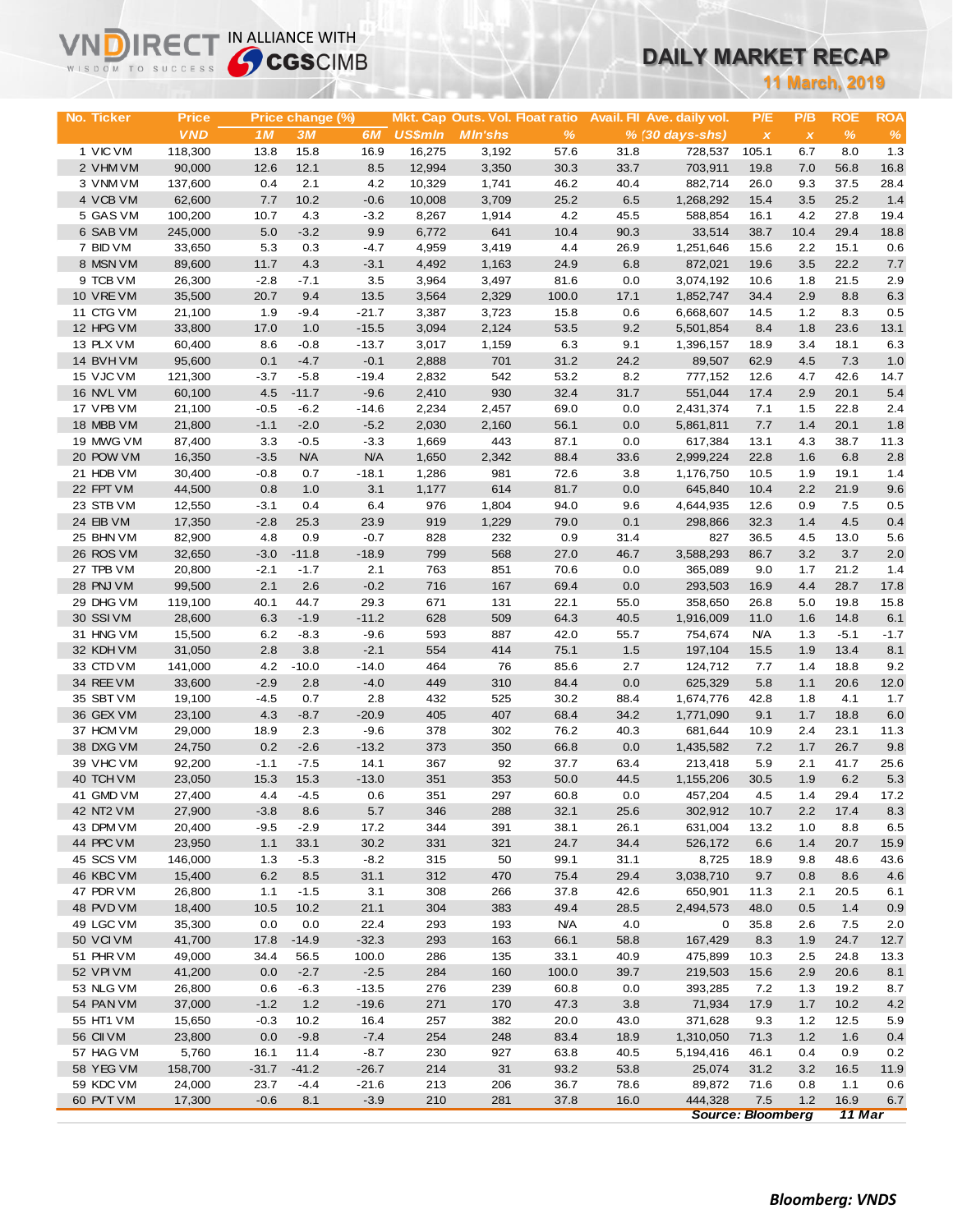# DAILY MARKET RECAP

**11 March, 2019**

VNDIRECT IN ALLIANCE WITH CGS CIMB

| No. | Ticker | Price | Price change (%) | | | Mkt. Cap | Outs. Vol. | Float ratio | Avail. FII | Ave. daily vol. | P/E | P/B | ROE | ROA |
|---|---|---|---|---|---|---|---|---|---|---|---|---|---|---|
| | | VND | 1M | 3M | 6M | US$mln | Mln'shs | % | % | (30 days-shs) | x | x | % | % |
| 1 | VIC VM | 118,300 | 13.8 | 15.8 | 16.9 | 16,275 | 3,192 | 57.6 | 31.8 | 728,537 | 105.1 | 6.7 | 8.0 | 1.3 |
| 2 | VHM VM | 90,000 | 12.6 | 12.1 | 8.5 | 12,994 | 3,350 | 30.3 | 33.7 | 703,911 | 19.8 | 7.0 | 56.8 | 16.8 |
| 3 | VNM VM | 137,600 | 0.4 | 2.1 | 4.2 | 10,329 | 1,741 | 46.2 | 40.4 | 882,714 | 26.0 | 9.3 | 37.5 | 28.4 |
| 4 | VCB VM | 62,600 | 7.7 | 10.2 | -0.6 | 10,008 | 3,709 | 25.2 | 6.5 | 1,268,292 | 15.4 | 3.5 | 25.2 | 1.4 |
| 5 | GAS VM | 100,200 | 10.7 | 4.3 | -3.2 | 8,267 | 1,914 | 4.2 | 45.5 | 588,854 | 16.1 | 4.2 | 27.8 | 19.4 |
| 6 | SAB VM | 245,000 | 5.0 | -3.2 | 9.9 | 6,772 | 641 | 10.4 | 90.3 | 33,514 | 38.7 | 10.4 | 29.4 | 18.8 |
| 7 | BID VM | 33,650 | 5.3 | 0.3 | -4.7 | 4,959 | 3,419 | 4.4 | 26.9 | 1,251,646 | 15.6 | 2.2 | 15.1 | 0.6 |
| 8 | MSN VM | 89,600 | 11.7 | 4.3 | -3.1 | 4,492 | 1,163 | 24.9 | 6.8 | 872,021 | 19.6 | 3.5 | 22.2 | 7.7 |
| 9 | TCB VM | 26,300 | -2.8 | -7.1 | 3.5 | 3,964 | 3,497 | 81.6 | 0.0 | 3,074,192 | 10.6 | 1.8 | 21.5 | 2.9 |
| 10 | VRE VM | 35,500 | 20.7 | 9.4 | 13.5 | 3,564 | 2,329 | 100.0 | 17.1 | 1,852,747 | 34.4 | 2.9 | 8.8 | 6.3 |
| 11 | CTG VM | 21,100 | 1.9 | -9.4 | -21.7 | 3,387 | 3,723 | 15.8 | 0.6 | 6,668,607 | 14.5 | 1.2 | 8.3 | 0.5 |
| 12 | HPG VM | 33,800 | 17.0 | 1.0 | -15.5 | 3,094 | 2,124 | 53.5 | 9.2 | 5,501,854 | 8.4 | 1.8 | 23.6 | 13.1 |
| 13 | PLX VM | 60,400 | 8.6 | -0.8 | -13.7 | 3,017 | 1,159 | 6.3 | 9.1 | 1,396,157 | 18.9 | 3.4 | 18.1 | 6.3 |
| 14 | BVH VM | 95,600 | 0.1 | -4.7 | -0.1 | 2,888 | 701 | 31.2 | 24.2 | 89,507 | 62.9 | 4.5 | 7.3 | 1.0 |
| 15 | VJC VM | 121,300 | -3.7 | -5.8 | -19.4 | 2,832 | 542 | 53.2 | 8.2 | 777,152 | 12.6 | 4.7 | 42.6 | 14.7 |
| 16 | NVL VM | 60,100 | 4.5 | -11.7 | -9.6 | 2,410 | 930 | 32.4 | 31.7 | 551,044 | 17.4 | 2.9 | 20.1 | 5.4 |
| 17 | VPB VM | 21,100 | -0.5 | -6.2 | -14.6 | 2,234 | 2,457 | 69.0 | 0.0 | 2,431,374 | 7.1 | 1.5 | 22.8 | 2.4 |
| 18 | MBB VM | 21,800 | -1.1 | -2.0 | -5.2 | 2,030 | 2,160 | 56.1 | 0.0 | 5,861,811 | 7.7 | 1.4 | 20.1 | 1.8 |
| 19 | MWG VM | 87,400 | 3.3 | -0.5 | -3.3 | 1,669 | 443 | 87.1 | 0.0 | 617,384 | 13.1 | 4.3 | 38.7 | 11.3 |
| 20 | POW VM | 16,350 | -3.5 | N/A | N/A | 1,650 | 2,342 | 88.4 | 33.6 | 2,999,224 | 22.8 | 1.6 | 6.8 | 2.8 |
| 21 | HDB VM | 30,400 | -0.8 | 0.7 | -18.1 | 1,286 | 981 | 72.6 | 3.8 | 1,176,750 | 10.5 | 1.9 | 19.1 | 1.4 |
| 22 | FPT VM | 44,500 | 0.8 | 1.0 | 3.1 | 1,177 | 614 | 81.7 | 0.0 | 645,840 | 10.4 | 2.2 | 21.9 | 9.6 |
| 23 | STB VM | 12,550 | -3.1 | 0.4 | 6.4 | 976 | 1,804 | 94.0 | 9.6 | 4,644,935 | 12.6 | 0.9 | 7.5 | 0.5 |
| 24 | EIB VM | 17,350 | -2.8 | 25.3 | 23.9 | 919 | 1,229 | 79.0 | 0.1 | 298,866 | 32.3 | 1.4 | 4.5 | 0.4 |
| 25 | BHN VM | 82,900 | 4.8 | 0.9 | -0.7 | 828 | 232 | 0.9 | 31.4 | 827 | 36.5 | 4.5 | 13.0 | 5.6 |
| 26 | ROS VM | 32,650 | -3.0 | -11.8 | -18.9 | 799 | 568 | 27.0 | 46.7 | 3,588,293 | 86.7 | 3.2 | 3.7 | 2.0 |
| 27 | TPB VM | 20,800 | -2.1 | -1.7 | 2.1 | 763 | 851 | 70.6 | 0.0 | 365,089 | 9.0 | 1.7 | 21.2 | 1.4 |
| 28 | PNJ VM | 99,500 | 2.1 | 2.6 | -0.2 | 716 | 167 | 69.4 | 0.0 | 293,503 | 16.9 | 4.4 | 28.7 | 17.8 |
| 29 | DHG VM | 119,100 | 40.1 | 44.7 | 29.3 | 671 | 131 | 22.1 | 55.0 | 358,650 | 26.8 | 5.0 | 19.8 | 15.8 |
| 30 | SSI VM | 28,600 | 6.3 | -1.9 | -11.2 | 628 | 509 | 64.3 | 40.5 | 1,916,009 | 11.0 | 1.6 | 14.8 | 6.1 |
| 31 | HNG VM | 15,500 | 6.2 | -8.3 | -9.6 | 593 | 887 | 42.0 | 55.7 | 754,674 | N/A | 1.3 | -5.1 | -1.7 |
| 32 | KDH VM | 31,050 | 2.8 | 3.8 | -2.1 | 554 | 414 | 75.1 | 1.5 | 197,104 | 15.5 | 1.9 | 13.4 | 8.1 |
| 33 | CTD VM | 141,000 | 4.2 | -10.0 | -14.0 | 464 | 76 | 85.6 | 2.7 | 124,712 | 7.7 | 1.4 | 18.8 | 9.2 |
| 34 | REE VM | 33,600 | -2.9 | 2.8 | -4.0 | 449 | 310 | 84.4 | 0.0 | 625,329 | 5.8 | 1.1 | 20.6 | 12.0 |
| 35 | SBT VM | 19,100 | -4.5 | 0.7 | 2.8 | 432 | 525 | 30.2 | 88.4 | 1,674,776 | 42.8 | 1.8 | 4.1 | 1.7 |
| 36 | GEX VM | 23,100 | 4.3 | -8.7 | -20.9 | 405 | 407 | 68.4 | 34.2 | 1,771,090 | 9.1 | 1.7 | 18.8 | 6.0 |
| 37 | HCM VM | 29,000 | 18.9 | 2.3 | -9.6 | 378 | 302 | 76.2 | 40.3 | 681,644 | 10.9 | 2.4 | 23.1 | 11.3 |
| 38 | DXG VM | 24,750 | 0.2 | -2.6 | -13.2 | 373 | 350 | 66.8 | 0.0 | 1,435,582 | 7.2 | 1.7 | 26.7 | 9.8 |
| 39 | VHC VM | 92,200 | -1.1 | -7.5 | 14.1 | 367 | 92 | 37.7 | 63.4 | 213,418 | 5.9 | 2.1 | 41.7 | 25.6 |
| 40 | TCH VM | 23,050 | 15.3 | 15.3 | -13.0 | 351 | 353 | 50.0 | 44.5 | 1,155,206 | 30.5 | 1.9 | 6.2 | 5.3 |
| 41 | GMD VM | 27,400 | 4.4 | -4.5 | 0.6 | 351 | 297 | 60.8 | 0.0 | 457,204 | 4.5 | 1.4 | 29.4 | 17.2 |
| 42 | NT2 VM | 27,900 | -3.8 | 8.6 | 5.7 | 346 | 288 | 32.1 | 25.6 | 302,912 | 10.7 | 2.2 | 17.4 | 8.3 |
| 43 | DPM VM | 20,400 | -9.5 | -2.9 | 17.2 | 344 | 391 | 38.1 | 26.1 | 631,004 | 13.2 | 1.0 | 8.8 | 6.5 |
| 44 | PPC VM | 23,950 | 1.1 | 33.1 | 30.2 | 331 | 321 | 24.7 | 34.4 | 526,172 | 6.6 | 1.4 | 20.7 | 15.9 |
| 45 | SCS VM | 146,000 | 1.3 | -5.3 | -8.2 | 315 | 50 | 99.1 | 31.1 | 8,725 | 18.9 | 9.8 | 48.6 | 43.6 |
| 46 | KBC VM | 15,400 | 6.2 | 8.5 | 31.1 | 312 | 470 | 75.4 | 29.4 | 3,038,710 | 9.7 | 0.8 | 8.6 | 4.6 |
| 47 | PDR VM | 26,800 | 1.1 | -1.5 | 3.1 | 308 | 266 | 37.8 | 42.6 | 650,901 | 11.3 | 2.1 | 20.5 | 6.1 |
| 48 | PVD VM | 18,400 | 10.5 | 10.2 | 21.1 | 304 | 383 | 49.4 | 28.5 | 2,494,573 | 48.0 | 0.5 | 1.4 | 0.9 |
| 49 | LGC VM | 35,300 | 0.0 | 0.0 | 22.4 | 293 | 193 | N/A | 4.0 | 0 | 35.8 | 2.6 | 7.5 | 2.0 |
| 50 | VCI VM | 41,700 | 17.8 | -14.9 | -32.3 | 293 | 163 | 66.1 | 58.8 | 167,429 | 8.3 | 1.9 | 24.7 | 12.7 |
| 51 | PHR VM | 49,000 | 34.4 | 56.5 | 100.0 | 286 | 135 | 33.1 | 40.9 | 475,899 | 10.3 | 2.5 | 24.8 | 13.3 |
| 52 | VPI VM | 41,200 | 0.0 | -2.7 | -2.5 | 284 | 160 | 100.0 | 39.7 | 219,503 | 15.6 | 2.9 | 20.6 | 8.1 |
| 53 | NLG VM | 26,800 | 0.6 | -6.3 | -13.5 | 276 | 239 | 60.8 | 0.0 | 393,285 | 7.2 | 1.3 | 19.2 | 8.7 |
| 54 | PAN VM | 37,000 | -1.2 | 1.2 | -19.6 | 271 | 170 | 47.3 | 3.8 | 71,934 | 17.9 | 1.7 | 10.2 | 4.2 |
| 55 | HT1 VM | 15,650 | -0.3 | 10.2 | 16.4 | 257 | 382 | 20.0 | 43.0 | 371,628 | 9.3 | 1.2 | 12.5 | 5.9 |
| 56 | CII VM | 23,800 | 0.0 | -9.8 | -7.4 | 254 | 248 | 83.4 | 18.9 | 1,310,050 | 71.3 | 1.2 | 1.6 | 0.4 |
| 57 | HAG VM | 5,760 | 16.1 | 11.4 | -8.7 | 230 | 927 | 63.8 | 40.5 | 5,194,416 | 46.1 | 0.4 | 0.9 | 0.2 |
| 58 | YEG VM | 158,700 | -31.7 | -41.2 | -26.7 | 214 | 31 | 93.2 | 53.8 | 25,074 | 31.2 | 3.2 | 16.5 | 11.9 |
| 59 | KDC VM | 24,000 | 23.7 | -4.4 | -21.6 | 213 | 206 | 36.7 | 78.6 | 89,872 | 71.6 | 0.8 | 1.1 | 0.6 |
| 60 | PVT VM | 17,300 | -0.6 | 8.1 | -3.9 | 210 | 281 | 37.8 | 16.0 | 444,328 | 7.5 | 1.2 | 16.9 | 6.7 |

*Source: Bloomberg* *11 Mar*

***Bloomberg: VNDS***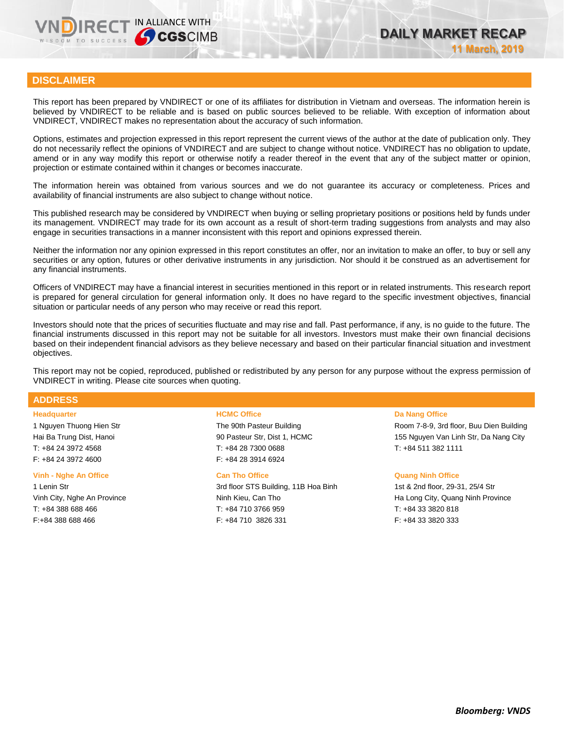## DISCLAIMER

This report has been prepared by VNDIRECT or one of its affiliates for distribution in Vietnam and overseas. The information herein is believed by VNDIRECT to be reliable and is based on public sources believed to be reliable. With exception of information about VNDIRECT, VNDIRECT makes no representation about the accuracy of such information.

Options, estimates and projection expressed in this report represent the current views of the author at the date of publication only. They do not necessarily reflect the opinions of VNDIRECT and are subject to change without notice. VNDIRECT has no obligation to update, amend or in any way modify this report or otherwise notify a reader thereof in the event that any of the subject matter or opinion, projection or estimate contained within it changes or becomes inaccurate.

The information herein was obtained from various sources and we do not guarantee its accuracy or completeness. Prices and availability of financial instruments are also subject to change without notice.

This published research may be considered by VNDIRECT when buying or selling proprietary positions or positions held by funds under its management. VNDIRECT may trade for its own account as a result of short-term trading suggestions from analysts and may also engage in securities transactions in a manner inconsistent with this report and opinions expressed therein.

Neither the information nor any opinion expressed in this report constitutes an offer, nor an invitation to make an offer, to buy or sell any securities or any option, futures or other derivative instruments in any jurisdiction. Nor should it be construed as an advertisement for any financial instruments.

Officers of VNDIRECT may have a financial interest in securities mentioned in this report or in related instruments. This research report is prepared for general circulation for general information only. It does no have regard to the specific investment objectives, financial situation or particular needs of any person who may receive or read this report.

Investors should note that the prices of securities fluctuate and may rise and fall. Past performance, if any, is no guide to the future. The financial instruments discussed in this report may not be suitable for all investors. Investors must make their own financial decisions based on their independent financial advisors as they believe necessary and based on their particular financial situation and investment objectives.

This report may not be copied, reproduced, published or redistributed by any person for any purpose without the express permission of VNDIRECT in writing. Please cite sources when quoting.

## ADDRESS

**Headquarter**
1 Nguyen Thuong Hien Str
Hai Ba Trung Dist, Hanoi
T: +84 24 3972 4568
F: +84 24 3972 4600

**HCMC Office**
The 90th Pasteur Building
90 Pasteur Str, Dist 1, HCMC
T: +84 28 7300 0688
F: +84 28 3914 6924

**Da Nang Office**
Room 7-8-9, 3rd floor, Buu Dien Building
155 Nguyen Van Linh Str, Da Nang City
T: +84 511 382 1111

**Vinh - Nghe An Office**
1 Lenin Str
Vinh City, Nghe An Province
T: +84 388 688 466
F:+84 388 688 466

**Can Tho Office**
3rd floor STS Building, 11B Hoa Binh
Ninh Kieu, Can Tho
T: +84 710 3766 959
F: +84 710 3826 331

**Quang Ninh Office**
1st & 2nd floor, 29-31, 25/4 Str
Ha Long City, Quang Ninh Province
T: +84 33 3820 818
F: +84 33 3820 333

***Bloomberg: VNDS***